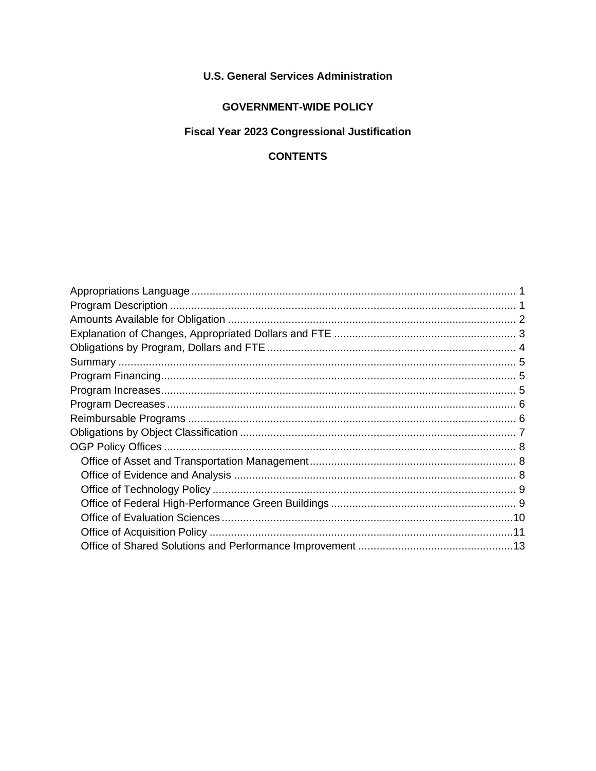**U.S. General Services Administration**

**GOVERNMENT-WIDE POLICY**

**Fiscal Year 2023 Congressional Justification**

**CONTENTS**

Appropriations Language .......... 1
Program Description .......... 1
Amounts Available for Obligation .......... 2
Explanation of Changes, Appropriated Dollars and FTE .......... 3
Obligations by Program, Dollars and FTE .......... 4
Summary .......... 5
Program Financing .......... 5
Program Increases .......... 5
Program Decreases .......... 6
Reimbursable Programs .......... 6
Obligations by Object Classification .......... 7
OGP Policy Offices .......... 8
- Office of Asset and Transportation Management .......... 8
- Office of Evidence and Analysis .......... 8
- Office of Technology Policy .......... 9
- Office of Federal High-Performance Green Buildings .......... 9
- Office of Evaluation Sciences .......... 10
- Office of Acquisition Policy .......... 11
- Office of Shared Solutions and Performance Improvement .......... 13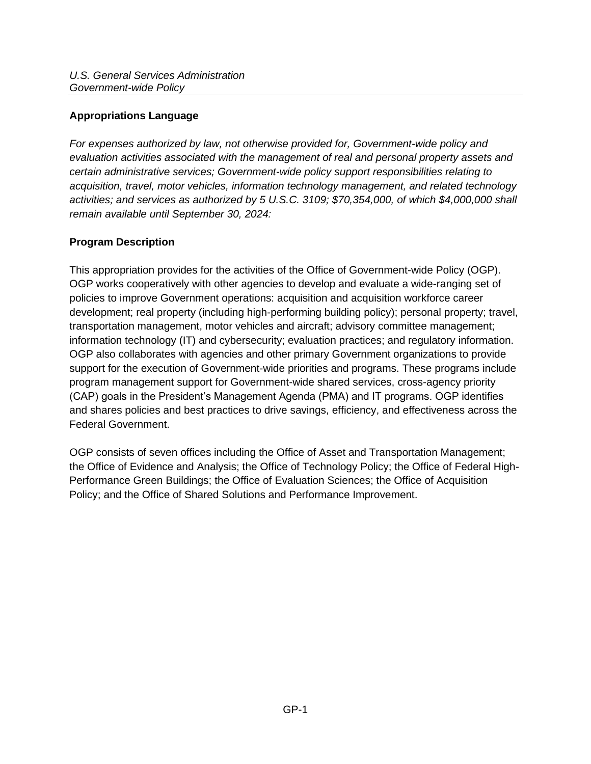## Appropriations Language

*For expenses authorized by law, not otherwise provided for, Government-wide policy and evaluation activities associated with the management of real and personal property assets and certain administrative services; Government-wide policy support responsibilities relating to acquisition, travel, motor vehicles, information technology management, and related technology activities; and services as authorized by 5 U.S.C. 3109; $70,354,000, of which $4,000,000 shall remain available until September 30, 2024:*

## Program Description

This appropriation provides for the activities of the Office of Government-wide Policy (OGP). OGP works cooperatively with other agencies to develop and evaluate a wide-ranging set of policies to improve Government operations: acquisition and acquisition workforce career development; real property (including high-performing building policy); personal property; travel, transportation management, motor vehicles and aircraft; advisory committee management; information technology (IT) and cybersecurity; evaluation practices; and regulatory information. OGP also collaborates with agencies and other primary Government organizations to provide support for the execution of Government-wide priorities and programs. These programs include program management support for Government-wide shared services, cross-agency priority (CAP) goals in the President's Management Agenda (PMA) and IT programs. OGP identifies and shares policies and best practices to drive savings, efficiency, and effectiveness across the Federal Government.

OGP consists of seven offices including the Office of Asset and Transportation Management; the Office of Evidence and Analysis; the Office of Technology Policy; the Office of Federal High-Performance Green Buildings; the Office of Evaluation Sciences; the Office of Acquisition Policy; and the Office of Shared Solutions and Performance Improvement.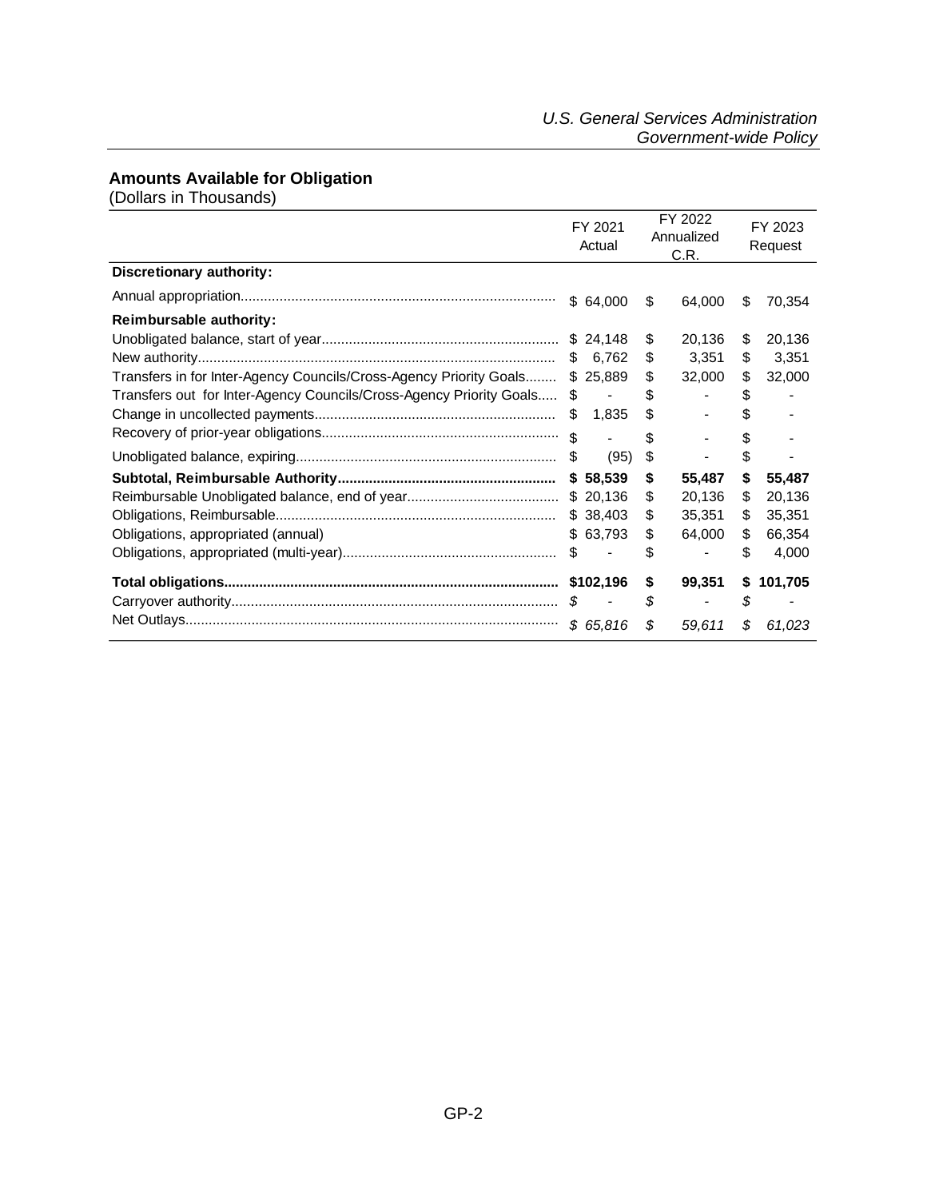## Amounts Available for Obligation

(Dollars in Thousands)

| | FY 2021 Actual | FY 2022 Annualized C.R. | FY 2023 Request |
|---|---|---|---|
| **Discretionary authority:** | | | |
| Annual appropriation | $ 64,000 | $ 64,000 | $ 70,354 |
| **Reimbursable authority:** | | | |
| Unobligated balance, start of year | $ 24,148 | $ 20,136 | $ 20,136 |
| New authority | $ 6,762 | $ 3,351 | $ 3,351 |
| Transfers in for Inter-Agency Councils/Cross-Agency Priority Goals | $ 25,889 | $ 32,000 | $ 32,000 |
| Transfers out for Inter-Agency Councils/Cross-Agency Priority Goals | $ - | $ - | $ - |
| Change in uncollected payments | $ 1,835 | $ - | $ - |
| Recovery of prior-year obligations | $ - | $ - | $ - |
| Unobligated balance, expiring | $ (95) | $ - | $ - |
| **Subtotal, Reimbursable Authority** | **$ 58,539** | **$ 55,487** | **$ 55,487** |
| Reimbursable Unobligated balance, end of year | $ 20,136 | $ 20,136 | $ 20,136 |
| Obligations, Reimbursable | $ 38,403 | $ 35,351 | $ 35,351 |
| Obligations, appropriated (annual) | $ 63,793 | $ 64,000 | $ 66,354 |
| Obligations, appropriated (multi-year) | $ - | $ - | $ 4,000 |
| **Total obligations** | **$102,196** | **$ 99,351** | **$ 101,705** |
| Carryover authority | *$ -* | *$ -* | *$ -* |
| Net Outlays | *$ 65,816* | *$ 59,611* | *$ 61,023* |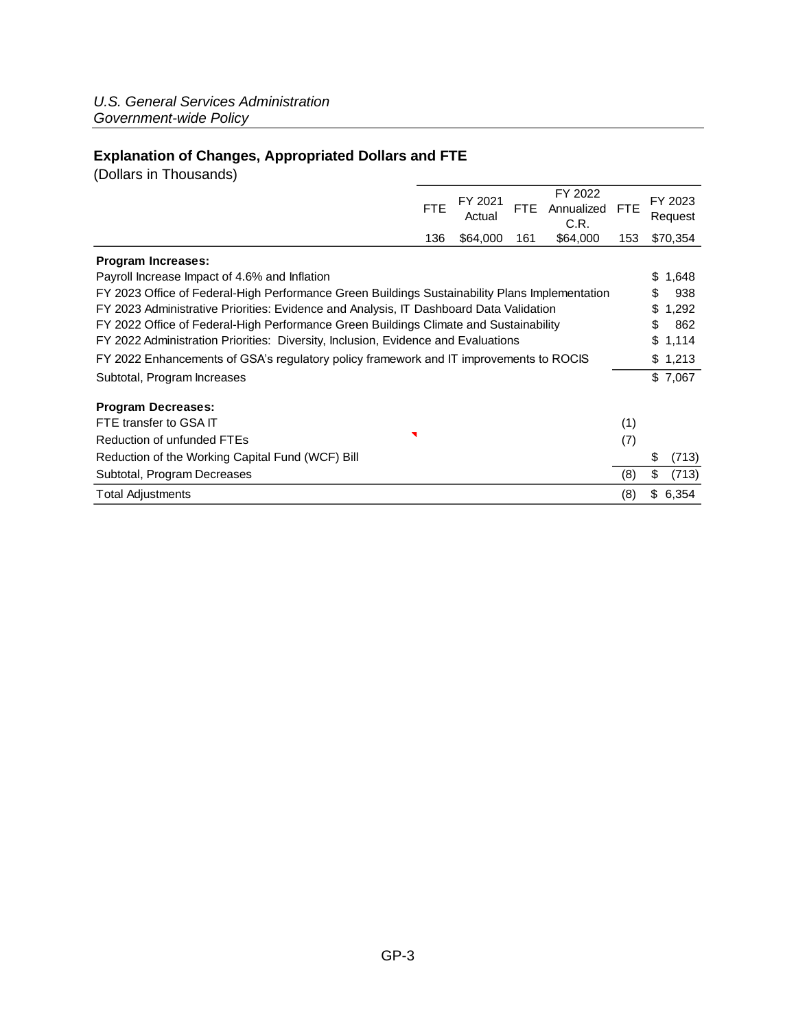*U.S. General Services Administration*
*Government-wide Policy*

## Explanation of Changes, Appropriated Dollars and FTE

(Dollars in Thousands)

| | FTE | FY 2021 Actual | FTE | FY 2022 Annualized C.R. | FTE | FY 2023 Request |
|---|---|---|---|---|---|---|
| | 136 | $64,000 | 161 | $64,000 | 153 | $70,354 |
| **Program Increases:** | | | | | | |
| Payroll Increase Impact of 4.6% and Inflation | | | | | | $ 1,648 |
| FY 2023 Office of Federal-High Performance Green Buildings Sustainability Plans Implementation | | | | | | $ 938 |
| FY 2023 Administrative Priorities: Evidence and Analysis, IT Dashboard Data Validation | | | | | | $ 1,292 |
| FY 2022 Office of Federal-High Performance Green Buildings Climate and Sustainability | | | | | | $ 862 |
| FY 2022 Administration Priorities: Diversity, Inclusion, Evidence and Evaluations | | | | | | $ 1,114 |
| FY 2022 Enhancements of GSA's regulatory policy framework and IT improvements to ROCIS | | | | | | $ 1,213 |
| Subtotal, Program Increases | | | | | | $ 7,067 |
| **Program Decreases:** | | | | | | |
| FTE transfer to GSA IT | | | | | (1) | |
| Reduction of unfunded FTEs | | | | | (7) | |
| Reduction of the Working Capital Fund (WCF) Bill | | | | | | $ (713) |
| Subtotal, Program Decreases | | | | | (8) | $ (713) |
| Total Adjustments | | | | | (8) | $ 6,354 |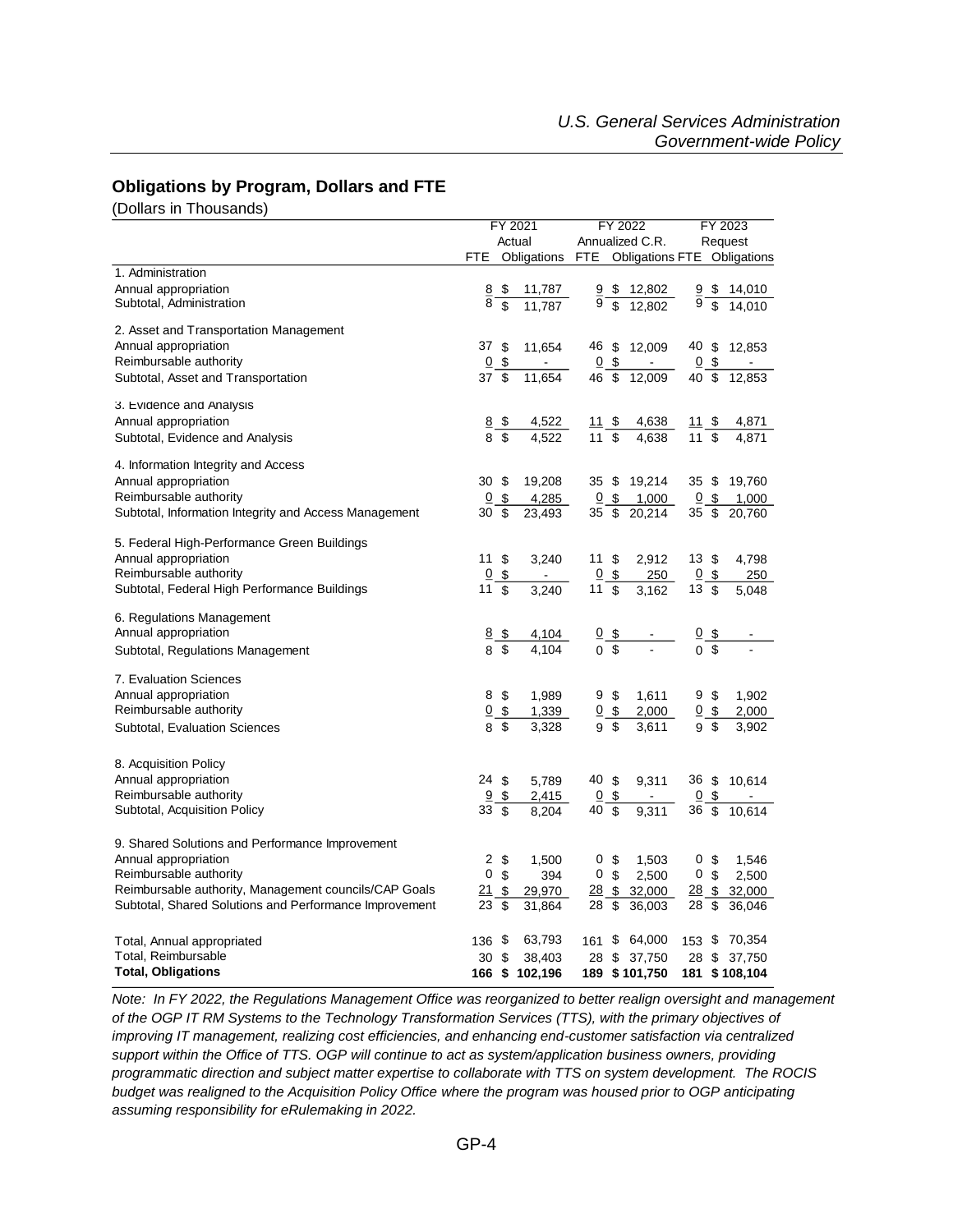## Obligations by Program, Dollars and FTE

(Dollars in Thousands)

| | FY 2021 Actual | | FY 2022 Annualized C.R. | | FY 2023 Request | |
|---|---|---|---|---|---|---|
| | FTE | Obligations | FTE | Obligations | FTE | Obligations |
| 1. Administration | | | | | | |
| Annual appropriation | 8 | $ 11,787 | 9 | $ 12,802 | 9 | $ 14,010 |
| Subtotal, Administration | 8 | $ 11,787 | 9 | $ 12,802 | 9 | $ 14,010 |
| 2. Asset and Transportation Management | | | | | | |
| Annual appropriation | 37 | $ 11,654 | 46 | $ 12,009 | 40 | $ 12,853 |
| Reimbursable authority | 0 | $ - | 0 | $ - | 0 | $ - |
| Subtotal, Asset and Transportation | 37 | $ 11,654 | 46 | $ 12,009 | 40 | $ 12,853 |
| 3. Evidence and Analysis | | | | | | |
| Annual appropriation | 8 | $ 4,522 | 11 | $ 4,638 | 11 | $ 4,871 |
| Subtotal, Evidence and Analysis | 8 | $ 4,522 | 11 | $ 4,638 | 11 | $ 4,871 |
| 4. Information Integrity and Access | | | | | | |
| Annual appropriation | 30 | $ 19,208 | 35 | $ 19,214 | 35 | $ 19,760 |
| Reimbursable authority | 0 | $ 4,285 | 0 | $ 1,000 | 0 | $ 1,000 |
| Subtotal, Information Integrity and Access Management | 30 | $ 23,493 | 35 | $ 20,214 | 35 | $ 20,760 |
| 5. Federal High-Performance Green Buildings | | | | | | |
| Annual appropriation | 11 | $ 3,240 | 11 | $ 2,912 | 13 | $ 4,798 |
| Reimbursable authority | 0 | $ - | 0 | $ 250 | 0 | $ 250 |
| Subtotal, Federal High Performance Buildings | 11 | $ 3,240 | 11 | $ 3,162 | 13 | $ 5,048 |
| 6. Regulations Management | | | | | | |
| Annual appropriation | 8 | $ 4,104 | 0 | $ - | 0 | $ - |
| Subtotal, Regulations Management | 8 | $ 4,104 | 0 | $ - | 0 | $ - |
| 7. Evaluation Sciences | | | | | | |
| Annual appropriation | 8 | $ 1,989 | 9 | $ 1,611 | 9 | $ 1,902 |
| Reimbursable authority | 0 | $ 1,339 | 0 | $ 2,000 | 0 | $ 2,000 |
| Subtotal, Evaluation Sciences | 8 | $ 3,328 | 9 | $ 3,611 | 9 | $ 3,902 |
| 8. Acquisition Policy | | | | | | |
| Annual appropriation | 24 | $ 5,789 | 40 | $ 9,311 | 36 | $ 10,614 |
| Reimbursable authority | 9 | $ 2,415 | 0 | $ - | 0 | $ - |
| Subtotal, Acquisition Policy | 33 | $ 8,204 | 40 | $ 9,311 | 36 | $ 10,614 |
| 9. Shared Solutions and Performance Improvement | | | | | | |
| Annual appropriation | 2 | $ 1,500 | 0 | $ 1,503 | 0 | $ 1,546 |
| Reimbursable authority | 0 | $ 394 | 0 | $ 2,500 | 0 | $ 2,500 |
| Reimbursable authority, Management councils/CAP Goals | 21 | $ 29,970 | 28 | $ 32,000 | 28 | $ 32,000 |
| Subtotal, Shared Solutions and Performance Improvement | 23 | $ 31,864 | 28 | $ 36,003 | 28 | $ 36,046 |
| Total, Annual appropriated | 136 | $ 63,793 | 161 | $ 64,000 | 153 | $ 70,354 |
| Total, Reimbursable | 30 | $ 38,403 | 28 | $ 37,750 | 28 | $ 37,750 |
| **Total, Obligations** | **166** | **$ 102,196** | **189** | **$ 101,750** | **181** | **$ 108,104** |

*Note: In FY 2022, the Regulations Management Office was reorganized to better realign oversight and management of the OGP IT RM Systems to the Technology Transformation Services (TTS), with the primary objectives of improving IT management, realizing cost efficiencies, and enhancing end-customer satisfaction via centralized support within the Office of TTS. OGP will continue to act as system/application business owners, providing programmatic direction and subject matter expertise to collaborate with TTS on system development. The ROCIS budget was realigned to the Acquisition Policy Office where the program was housed prior to OGP anticipating assuming responsibility for eRulemaking in 2022.*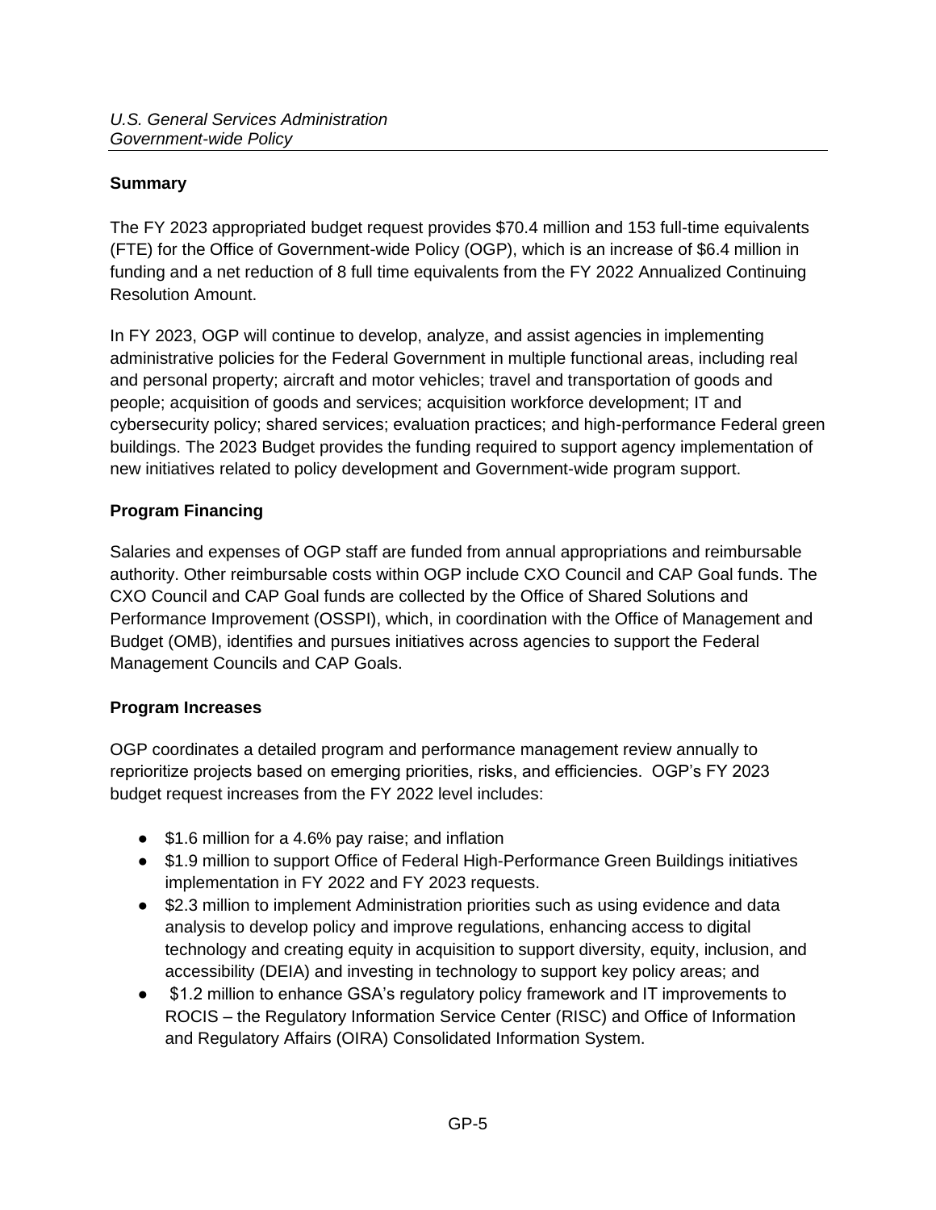## Summary

The FY 2023 appropriated budget request provides $70.4 million and 153 full-time equivalents (FTE) for the Office of Government-wide Policy (OGP), which is an increase of $6.4 million in funding and a net reduction of 8 full time equivalents from the FY 2022 Annualized Continuing Resolution Amount.

In FY 2023, OGP will continue to develop, analyze, and assist agencies in implementing administrative policies for the Federal Government in multiple functional areas, including real and personal property; aircraft and motor vehicles; travel and transportation of goods and people; acquisition of goods and services; acquisition workforce development; IT and cybersecurity policy; shared services; evaluation practices; and high-performance Federal green buildings. The 2023 Budget provides the funding required to support agency implementation of new initiatives related to policy development and Government-wide program support.

## Program Financing

Salaries and expenses of OGP staff are funded from annual appropriations and reimbursable authority. Other reimbursable costs within OGP include CXO Council and CAP Goal funds. The CXO Council and CAP Goal funds are collected by the Office of Shared Solutions and Performance Improvement (OSSPI), which, in coordination with the Office of Management and Budget (OMB), identifies and pursues initiatives across agencies to support the Federal Management Councils and CAP Goals.

## Program Increases

OGP coordinates a detailed program and performance management review annually to reprioritize projects based on emerging priorities, risks, and efficiencies. OGP's FY 2023 budget request increases from the FY 2022 level includes:

- $1.6 million for a 4.6% pay raise; and inflation
- $1.9 million to support Office of Federal High-Performance Green Buildings initiatives implementation in FY 2022 and FY 2023 requests.
- $2.3 million to implement Administration priorities such as using evidence and data analysis to develop policy and improve regulations, enhancing access to digital technology and creating equity in acquisition to support diversity, equity, inclusion, and accessibility (DEIA) and investing in technology to support key policy areas; and
- $1.2 million to enhance GSA's regulatory policy framework and IT improvements to ROCIS – the Regulatory Information Service Center (RISC) and Office of Information and Regulatory Affairs (OIRA) Consolidated Information System.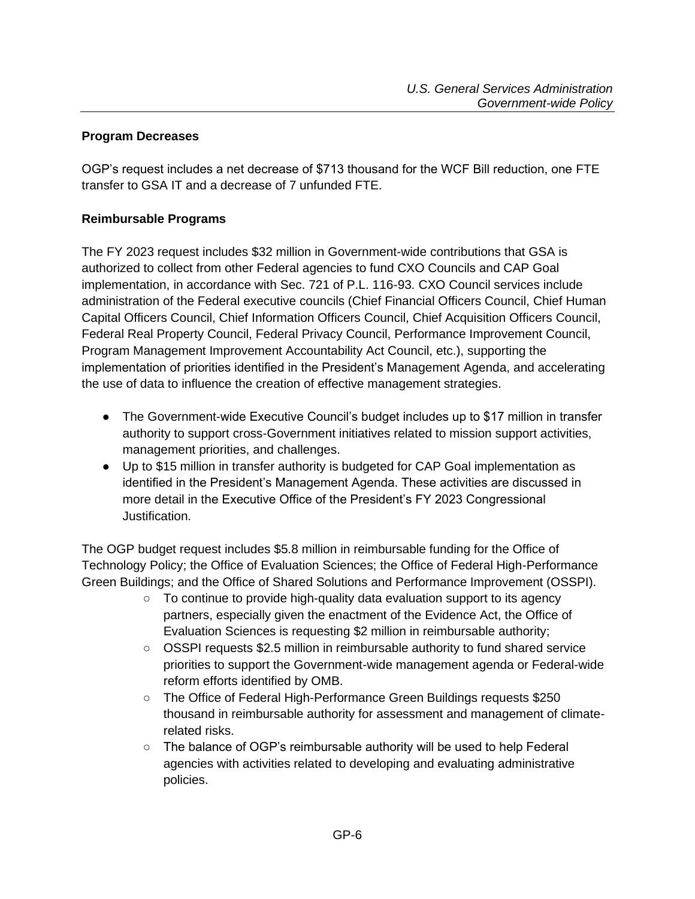### Program Decreases

OGP's request includes a net decrease of $713 thousand for the WCF Bill reduction, one FTE transfer to GSA IT and a decrease of 7 unfunded FTE.

### Reimbursable Programs

The FY 2023 request includes $32 million in Government-wide contributions that GSA is authorized to collect from other Federal agencies to fund CXO Councils and CAP Goal implementation, in accordance with Sec. 721 of P.L. 116-93. CXO Council services include administration of the Federal executive councils (Chief Financial Officers Council, Chief Human Capital Officers Council, Chief Information Officers Council, Chief Acquisition Officers Council, Federal Real Property Council, Federal Privacy Council, Performance Improvement Council, Program Management Improvement Accountability Act Council, etc.), supporting the implementation of priorities identified in the President's Management Agenda, and accelerating the use of data to influence the creation of effective management strategies.

- The Government-wide Executive Council's budget includes up to $17 million in transfer authority to support cross-Government initiatives related to mission support activities, management priorities, and challenges.
- Up to $15 million in transfer authority is budgeted for CAP Goal implementation as identified in the President's Management Agenda. These activities are discussed in more detail in the Executive Office of the President's FY 2023 Congressional Justification.

The OGP budget request includes $5.8 million in reimbursable funding for the Office of Technology Policy; the Office of Evaluation Sciences; the Office of Federal High-Performance Green Buildings; and the Office of Shared Solutions and Performance Improvement (OSSPI).

- To continue to provide high-quality data evaluation support to its agency partners, especially given the enactment of the Evidence Act, the Office of Evaluation Sciences is requesting $2 million in reimbursable authority;
- OSSPI requests $2.5 million in reimbursable authority to fund shared service priorities to support the Government-wide management agenda or Federal-wide reform efforts identified by OMB.
- The Office of Federal High-Performance Green Buildings requests $250 thousand in reimbursable authority for assessment and management of climate-related risks.
- The balance of OGP's reimbursable authority will be used to help Federal agencies with activities related to developing and evaluating administrative policies.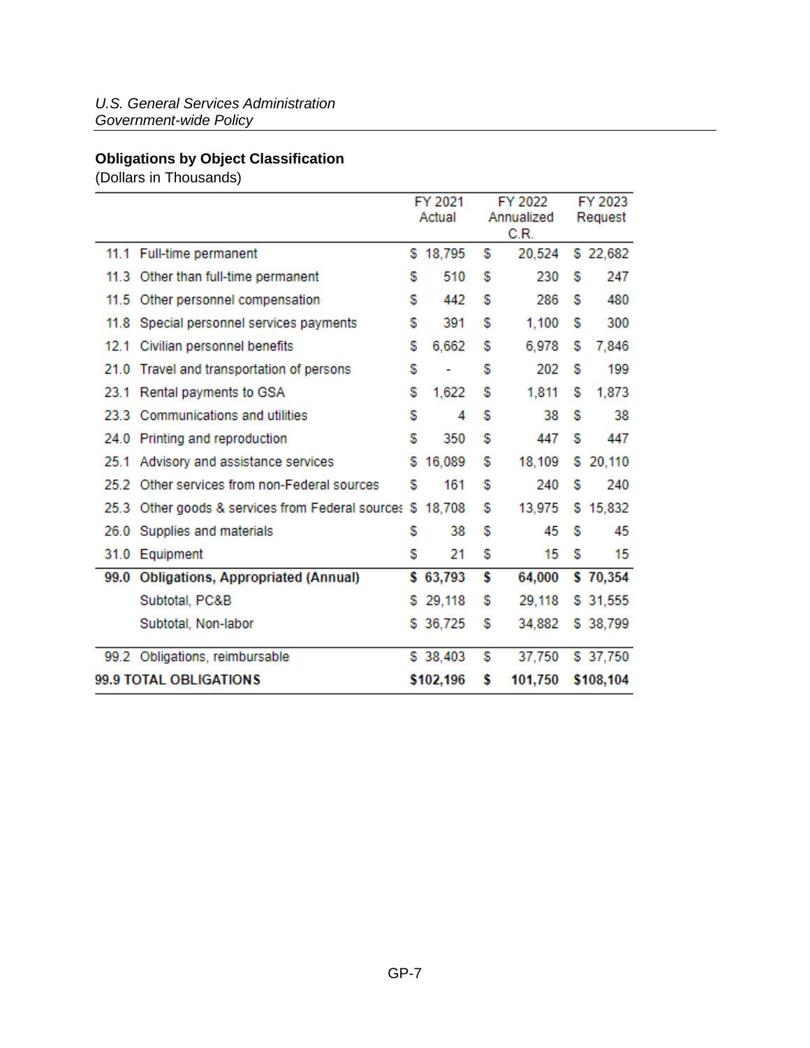## Obligations by Object Classification

(Dollars in Thousands)

| | | FY 2021 Actual | FY 2022 Annualized C.R. | FY 2023 Request |
|---|---|---|---|---|
| 11.1 | Full-time permanent | $ 18,795 | $ 20,524 | $ 22,682 |
| 11.3 | Other than full-time permanent | $ 510 | $ 230 | $ 247 |
| 11.5 | Other personnel compensation | $ 442 | $ 286 | $ 480 |
| 11.8 | Special personnel services payments | $ 391 | $ 1,100 | $ 300 |
| 12.1 | Civilian personnel benefits | $ 6,662 | $ 6,978 | $ 7,846 |
| 21.0 | Travel and transportation of persons | $ - | $ 202 | $ 199 |
| 23.1 | Rental payments to GSA | $ 1,622 | $ 1,811 | $ 1,873 |
| 23.3 | Communications and utilities | $ 4 | $ 38 | $ 38 |
| 24.0 | Printing and reproduction | $ 350 | $ 447 | $ 447 |
| 25.1 | Advisory and assistance services | $ 16,089 | $ 18,109 | $ 20,110 |
| 25.2 | Other services from non-Federal sources | $ 161 | $ 240 | $ 240 |
| 25.3 | Other goods & services from Federal sources | $ 18,708 | $ 13,975 | $ 15,832 |
| 26.0 | Supplies and materials | $ 38 | $ 45 | $ 45 |
| 31.0 | Equipment | $ 21 | $ 15 | $ 15 |
| **99.0** | **Obligations, Appropriated (Annual)** | **$ 63,793** | **$ 64,000** | **$ 70,354** |
| | Subtotal, PC&B | $ 29,118 | $ 29,118 | $ 31,555 |
| | Subtotal, Non-labor | $ 36,725 | $ 34,882 | $ 38,799 |
| 99.2 | Obligations, reimbursable | $ 38,403 | $ 37,750 | $ 37,750 |
| **99.9** | **TOTAL OBLIGATIONS** | **$102,196** | **$ 101,750** | **$108,104** |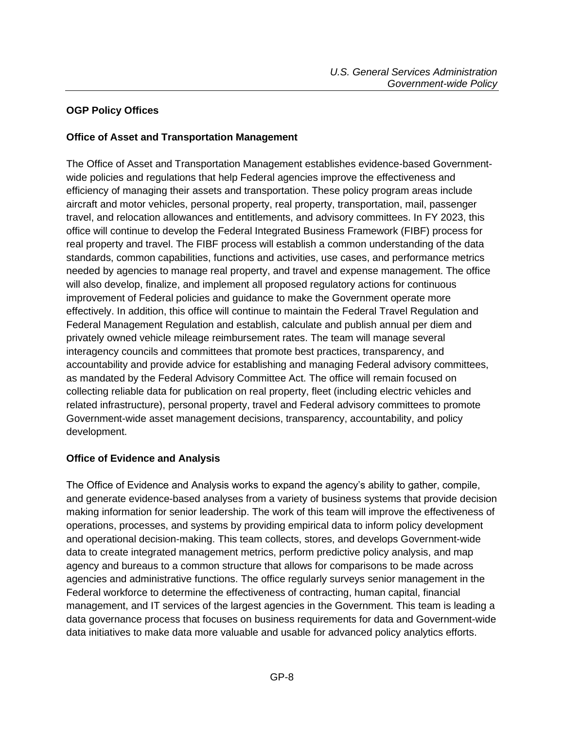## OGP Policy Offices

### Office of Asset and Transportation Management

The Office of Asset and Transportation Management establishes evidence-based Government-wide policies and regulations that help Federal agencies improve the effectiveness and efficiency of managing their assets and transportation. These policy program areas include aircraft and motor vehicles, personal property, real property, transportation, mail, passenger travel, and relocation allowances and entitlements, and advisory committees. In FY 2023, this office will continue to develop the Federal Integrated Business Framework (FIBF) process for real property and travel. The FIBF process will establish a common understanding of the data standards, common capabilities, functions and activities, use cases, and performance metrics needed by agencies to manage real property, and travel and expense management. The office will also develop, finalize, and implement all proposed regulatory actions for continuous improvement of Federal policies and guidance to make the Government operate more effectively. In addition, this office will continue to maintain the Federal Travel Regulation and Federal Management Regulation and establish, calculate and publish annual per diem and privately owned vehicle mileage reimbursement rates. The team will manage several interagency councils and committees that promote best practices, transparency, and accountability and provide advice for establishing and managing Federal advisory committees, as mandated by the Federal Advisory Committee Act. The office will remain focused on collecting reliable data for publication on real property, fleet (including electric vehicles and related infrastructure), personal property, travel and Federal advisory committees to promote Government-wide asset management decisions, transparency, accountability, and policy development.

### Office of Evidence and Analysis

The Office of Evidence and Analysis works to expand the agency's ability to gather, compile, and generate evidence-based analyses from a variety of business systems that provide decision making information for senior leadership. The work of this team will improve the effectiveness of operations, processes, and systems by providing empirical data to inform policy development and operational decision-making. This team collects, stores, and develops Government-wide data to create integrated management metrics, perform predictive policy analysis, and map agency and bureaus to a common structure that allows for comparisons to be made across agencies and administrative functions. The office regularly surveys senior management in the Federal workforce to determine the effectiveness of contracting, human capital, financial management, and IT services of the largest agencies in the Government. This team is leading a data governance process that focuses on business requirements for data and Government-wide data initiatives to make data more valuable and usable for advanced policy analytics efforts.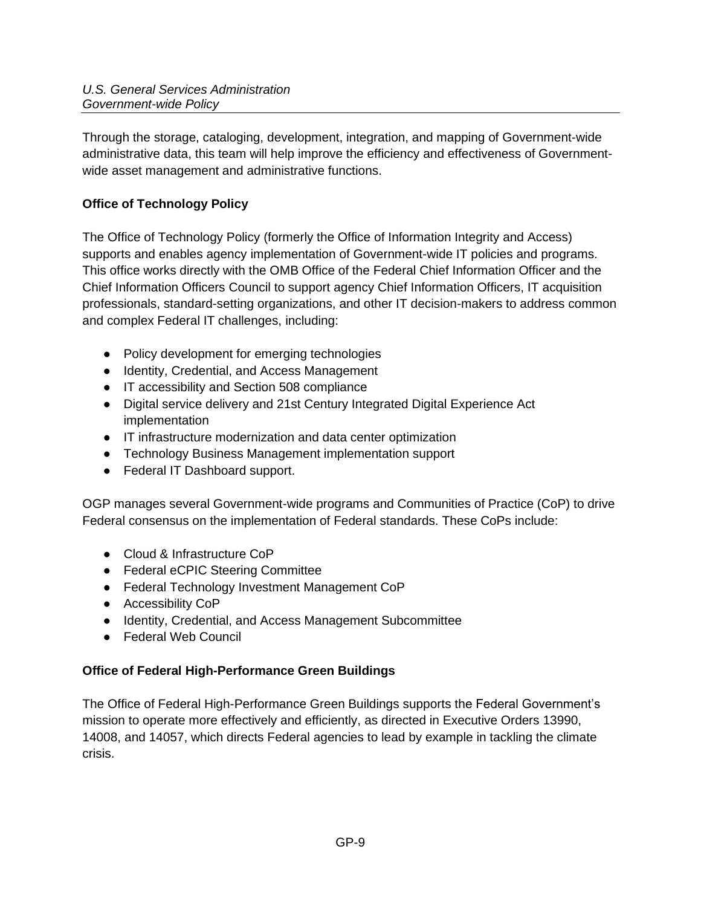Through the storage, cataloging, development, integration, and mapping of Government-wide administrative data, this team will help improve the efficiency and effectiveness of Government-wide asset management and administrative functions.

### Office of Technology Policy

The Office of Technology Policy (formerly the Office of Information Integrity and Access) supports and enables agency implementation of Government-wide IT policies and programs. This office works directly with the OMB Office of the Federal Chief Information Officer and the Chief Information Officers Council to support agency Chief Information Officers, IT acquisition professionals, standard-setting organizations, and other IT decision-makers to address common and complex Federal IT challenges, including:

- Policy development for emerging technologies
- Identity, Credential, and Access Management
- IT accessibility and Section 508 compliance
- Digital service delivery and 21st Century Integrated Digital Experience Act implementation
- IT infrastructure modernization and data center optimization
- Technology Business Management implementation support
- Federal IT Dashboard support.

OGP manages several Government-wide programs and Communities of Practice (CoP) to drive Federal consensus on the implementation of Federal standards. These CoPs include:

- Cloud & Infrastructure CoP
- Federal eCPIC Steering Committee
- Federal Technology Investment Management CoP
- Accessibility CoP
- Identity, Credential, and Access Management Subcommittee
- Federal Web Council

### Office of Federal High-Performance Green Buildings

The Office of Federal High-Performance Green Buildings supports the Federal Government's mission to operate more effectively and efficiently, as directed in Executive Orders 13990, 14008, and 14057, which directs Federal agencies to lead by example in tackling the climate crisis.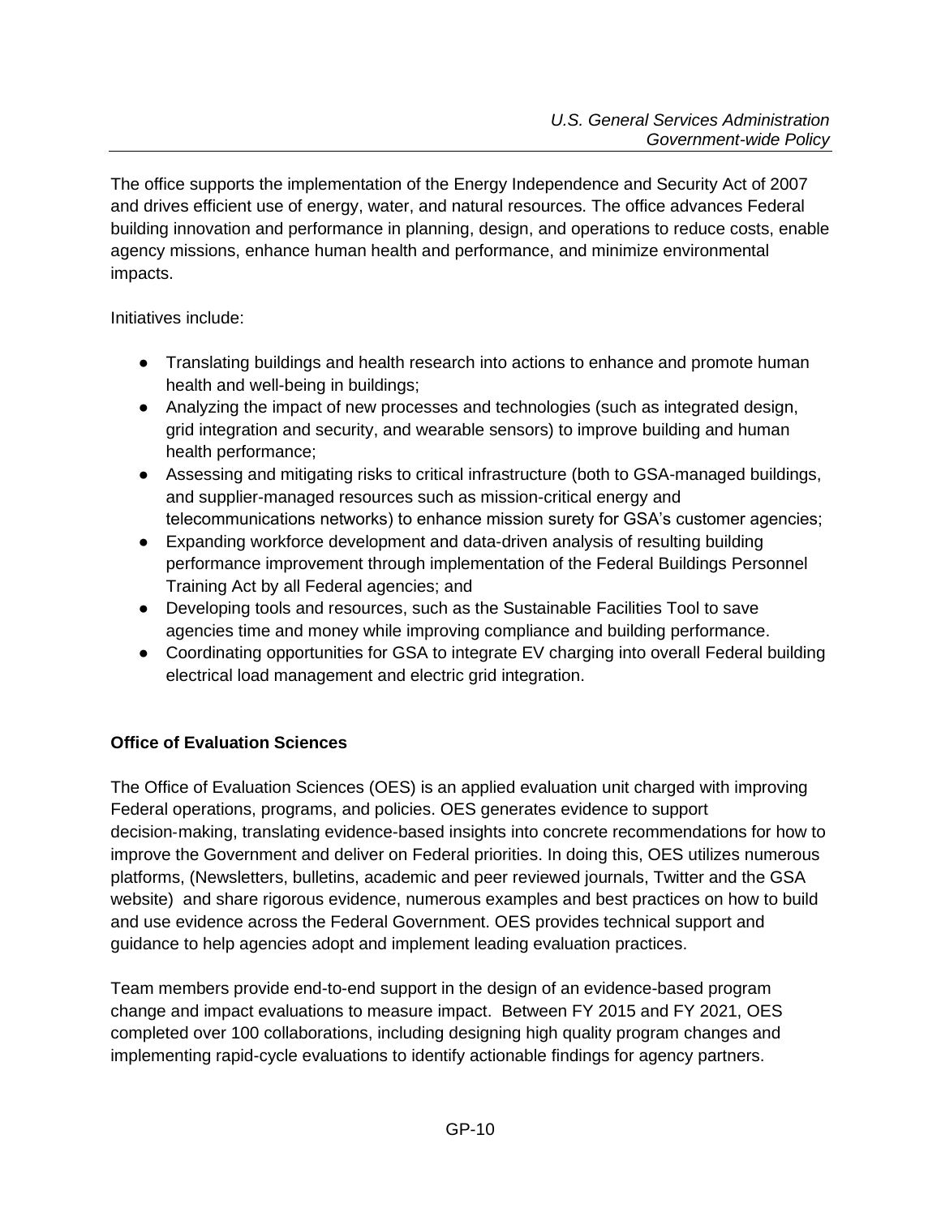The office supports the implementation of the Energy Independence and Security Act of 2007 and drives efficient use of energy, water, and natural resources. The office advances Federal building innovation and performance in planning, design, and operations to reduce costs, enable agency missions, enhance human health and performance, and minimize environmental impacts.

Initiatives include:

- Translating buildings and health research into actions to enhance and promote human health and well-being in buildings;
- Analyzing the impact of new processes and technologies (such as integrated design, grid integration and security, and wearable sensors) to improve building and human health performance;
- Assessing and mitigating risks to critical infrastructure (both to GSA-managed buildings, and supplier-managed resources such as mission-critical energy and telecommunications networks) to enhance mission surety for GSA's customer agencies;
- Expanding workforce development and data-driven analysis of resulting building performance improvement through implementation of the Federal Buildings Personnel Training Act by all Federal agencies; and
- Developing tools and resources, such as the Sustainable Facilities Tool to save agencies time and money while improving compliance and building performance.
- Coordinating opportunities for GSA to integrate EV charging into overall Federal building electrical load management and electric grid integration.

**Office of Evaluation Sciences**

The Office of Evaluation Sciences (OES) is an applied evaluation unit charged with improving Federal operations, programs, and policies. OES generates evidence to support decision-making, translating evidence-based insights into concrete recommendations for how to improve the Government and deliver on Federal priorities. In doing this, OES utilizes numerous platforms, (Newsletters, bulletins, academic and peer reviewed journals, Twitter and the GSA website) and share rigorous evidence, numerous examples and best practices on how to build and use evidence across the Federal Government. OES provides technical support and guidance to help agencies adopt and implement leading evaluation practices.

Team members provide end-to-end support in the design of an evidence-based program change and impact evaluations to measure impact. Between FY 2015 and FY 2021, OES completed over 100 collaborations, including designing high quality program changes and implementing rapid-cycle evaluations to identify actionable findings for agency partners.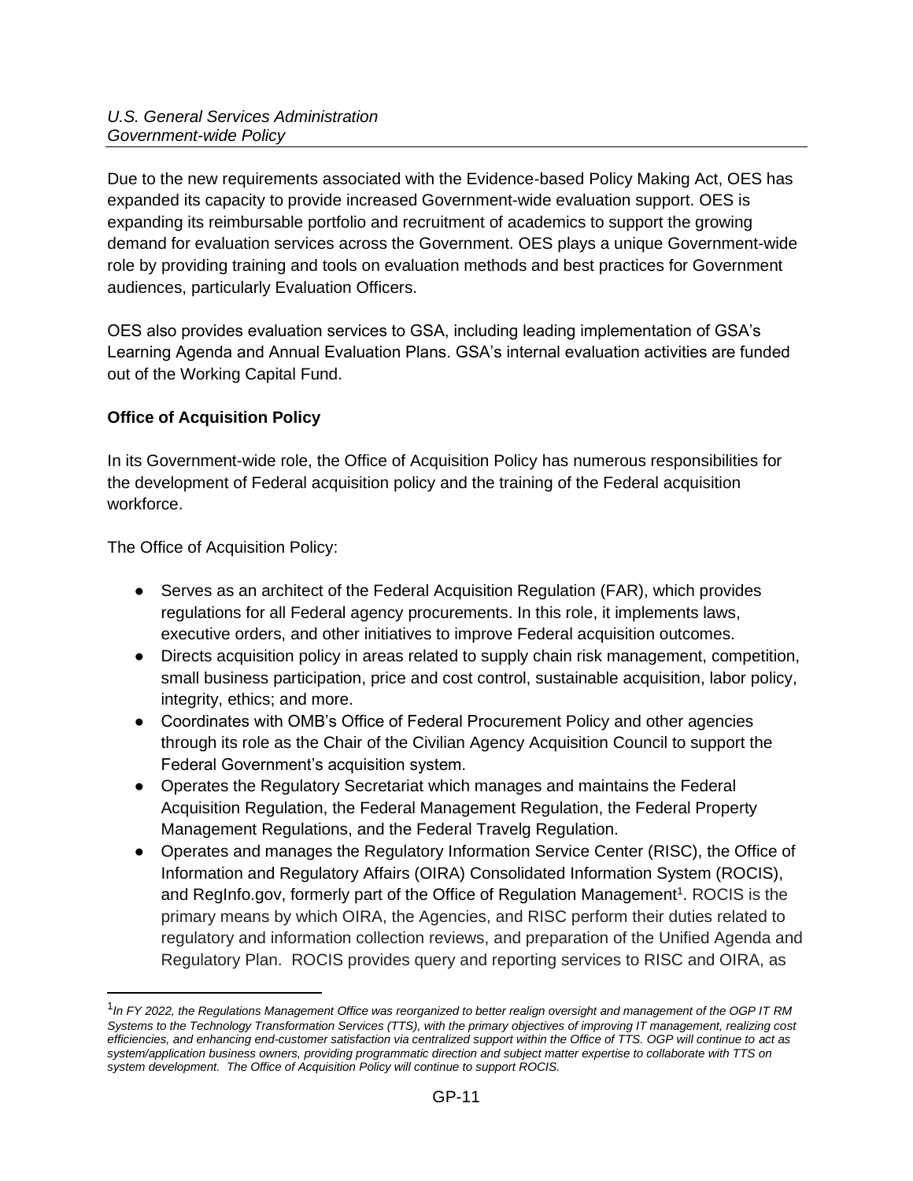Due to the new requirements associated with the Evidence-based Policy Making Act, OES has expanded its capacity to provide increased Government-wide evaluation support. OES is expanding its reimbursable portfolio and recruitment of academics to support the growing demand for evaluation services across the Government. OES plays a unique Government-wide role by providing training and tools on evaluation methods and best practices for Government audiences, particularly Evaluation Officers.

OES also provides evaluation services to GSA, including leading implementation of GSA's Learning Agenda and Annual Evaluation Plans. GSA's internal evaluation activities are funded out of the Working Capital Fund.

**Office of Acquisition Policy**

In its Government-wide role, the Office of Acquisition Policy has numerous responsibilities for the development of Federal acquisition policy and the training of the Federal acquisition workforce.

The Office of Acquisition Policy:

- Serves as an architect of the Federal Acquisition Regulation (FAR), which provides regulations for all Federal agency procurements. In this role, it implements laws, executive orders, and other initiatives to improve Federal acquisition outcomes.
- Directs acquisition policy in areas related to supply chain risk management, competition, small business participation, price and cost control, sustainable acquisition, labor policy, integrity, ethics; and more.
- Coordinates with OMB's Office of Federal Procurement Policy and other agencies through its role as the Chair of the Civilian Agency Acquisition Council to support the Federal Government's acquisition system.
- Operates the Regulatory Secretariat which manages and maintains the Federal Acquisition Regulation, the Federal Management Regulation, the Federal Property Management Regulations, and the Federal Travelg Regulation.
- Operates and manages the Regulatory Information Service Center (RISC), the Office of Information and Regulatory Affairs (OIRA) Consolidated Information System (ROCIS), and RegInfo.gov, formerly part of the Office of Regulation Management[1]. ROCIS is the primary means by which OIRA, the Agencies, and RISC perform their duties related to regulatory and information collection reviews, and preparation of the Unified Agenda and Regulatory Plan. ROCIS provides query and reporting services to RISC and OIRA, as

[1] *In FY 2022, the Regulations Management Office was reorganized to better realign oversight and management of the OGP IT RM Systems to the Technology Transformation Services (TTS), with the primary objectives of improving IT management, realizing cost efficiencies, and enhancing end-customer satisfaction via centralized support within the Office of TTS. OGP will continue to act as system/application business owners, providing programmatic direction and subject matter expertise to collaborate with TTS on system development. The Office of Acquisition Policy will continue to support ROCIS.*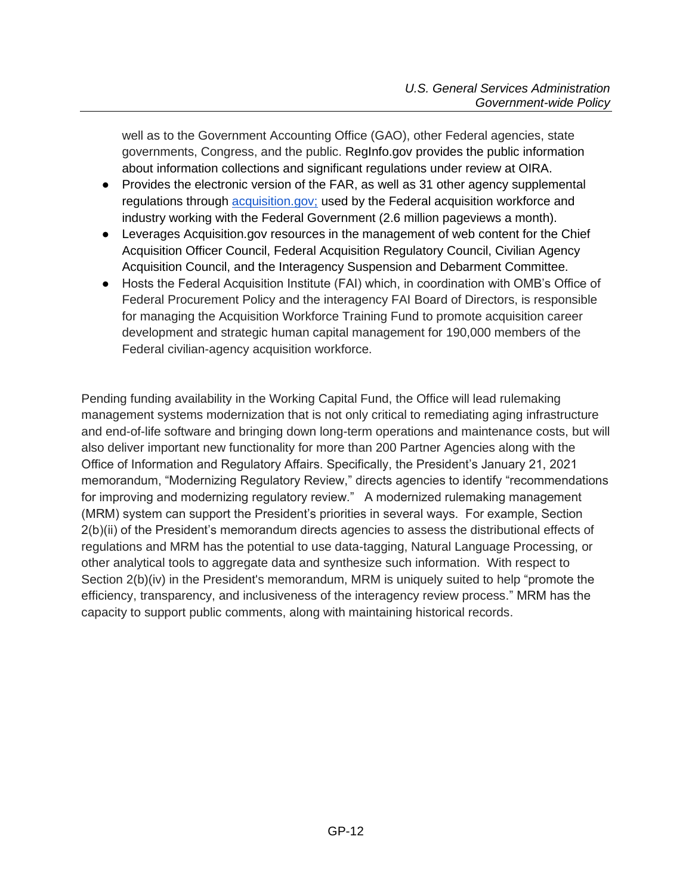well as to the Government Accounting Office (GAO), other Federal agencies, state governments, Congress, and the public. RegInfo.gov provides the public information about information collections and significant regulations under review at OIRA.

- Provides the electronic version of the FAR, as well as 31 other agency supplemental regulations through [acquisition.gov;](acquisition.gov) used by the Federal acquisition workforce and industry working with the Federal Government (2.6 million pageviews a month).
- Leverages Acquisition.gov resources in the management of web content for the Chief Acquisition Officer Council, Federal Acquisition Regulatory Council, Civilian Agency Acquisition Council, and the Interagency Suspension and Debarment Committee.
- Hosts the Federal Acquisition Institute (FAI) which, in coordination with OMB's Office of Federal Procurement Policy and the interagency FAI Board of Directors, is responsible for managing the Acquisition Workforce Training Fund to promote acquisition career development and strategic human capital management for 190,000 members of the Federal civilian-agency acquisition workforce.

Pending funding availability in the Working Capital Fund, the Office will lead rulemaking management systems modernization that is not only critical to remediating aging infrastructure and end-of-life software and bringing down long-term operations and maintenance costs, but will also deliver important new functionality for more than 200 Partner Agencies along with the Office of Information and Regulatory Affairs. Specifically, the President's January 21, 2021 memorandum, "Modernizing Regulatory Review," directs agencies to identify "recommendations for improving and modernizing regulatory review." A modernized rulemaking management (MRM) system can support the President's priorities in several ways. For example, Section 2(b)(ii) of the President's memorandum directs agencies to assess the distributional effects of regulations and MRM has the potential to use data-tagging, Natural Language Processing, or other analytical tools to aggregate data and synthesize such information. With respect to Section 2(b)(iv) in the President's memorandum, MRM is uniquely suited to help "promote the efficiency, transparency, and inclusiveness of the interagency review process." MRM has the capacity to support public comments, along with maintaining historical records.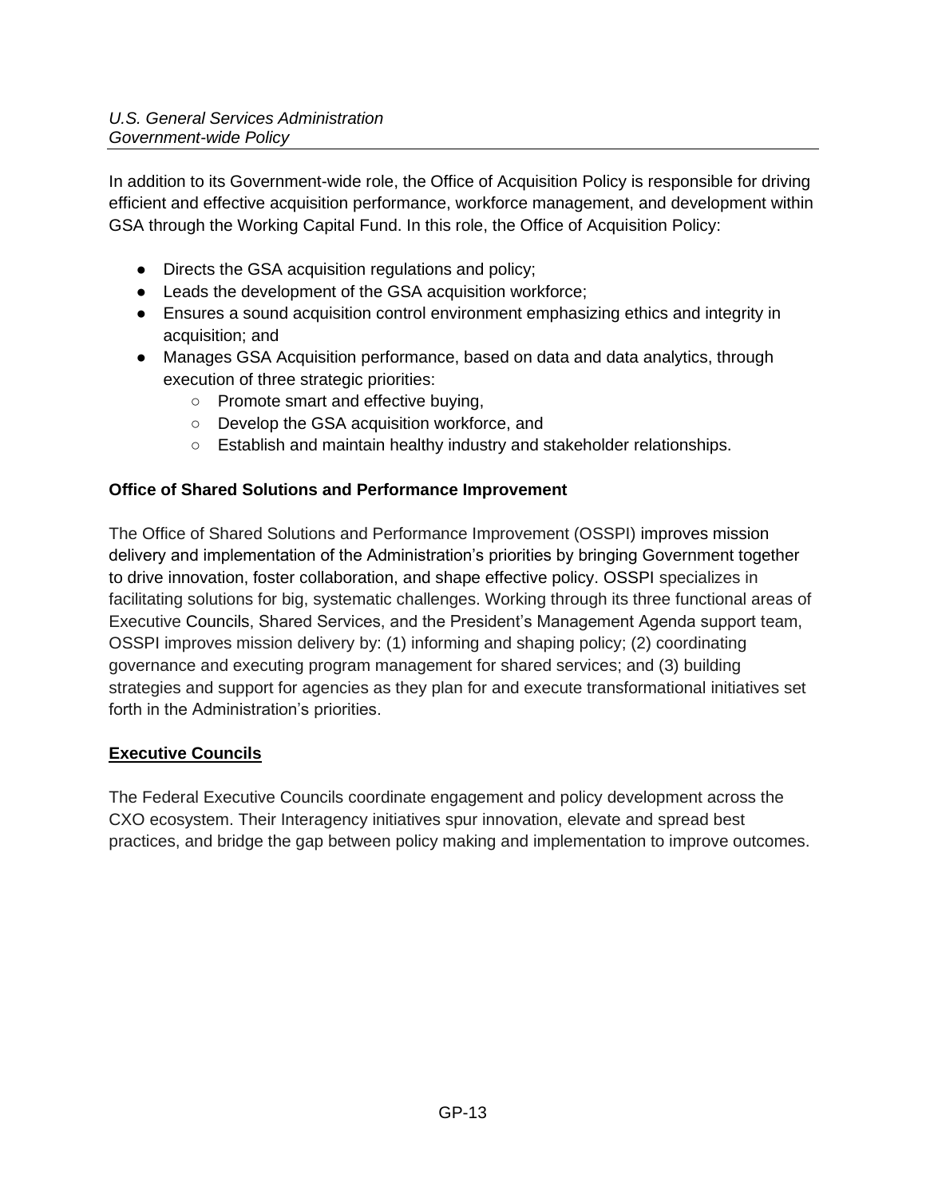In addition to its Government-wide role, the Office of Acquisition Policy is responsible for driving efficient and effective acquisition performance, workforce management, and development within GSA through the Working Capital Fund. In this role, the Office of Acquisition Policy:

- Directs the GSA acquisition regulations and policy;
- Leads the development of the GSA acquisition workforce;
- Ensures a sound acquisition control environment emphasizing ethics and integrity in acquisition; and
- Manages GSA Acquisition performance, based on data and data analytics, through execution of three strategic priorities:
  - Promote smart and effective buying,
  - Develop the GSA acquisition workforce, and
  - Establish and maintain healthy industry and stakeholder relationships.

**Office of Shared Solutions and Performance Improvement**

The Office of Shared Solutions and Performance Improvement (OSSPI) improves mission delivery and implementation of the Administration's priorities by bringing Government together to drive innovation, foster collaboration, and shape effective policy. OSSPI specializes in facilitating solutions for big, systematic challenges. Working through its three functional areas of Executive Councils, Shared Services, and the President's Management Agenda support team, OSSPI improves mission delivery by: (1) informing and shaping policy; (2) coordinating governance and executing program management for shared services; and (3) building strategies and support for agencies as they plan for and execute transformational initiatives set forth in the Administration's priorities.

**Executive Councils**

The Federal Executive Councils coordinate engagement and policy development across the CXO ecosystem. Their Interagency initiatives spur innovation, elevate and spread best practices, and bridge the gap between policy making and implementation to improve outcomes.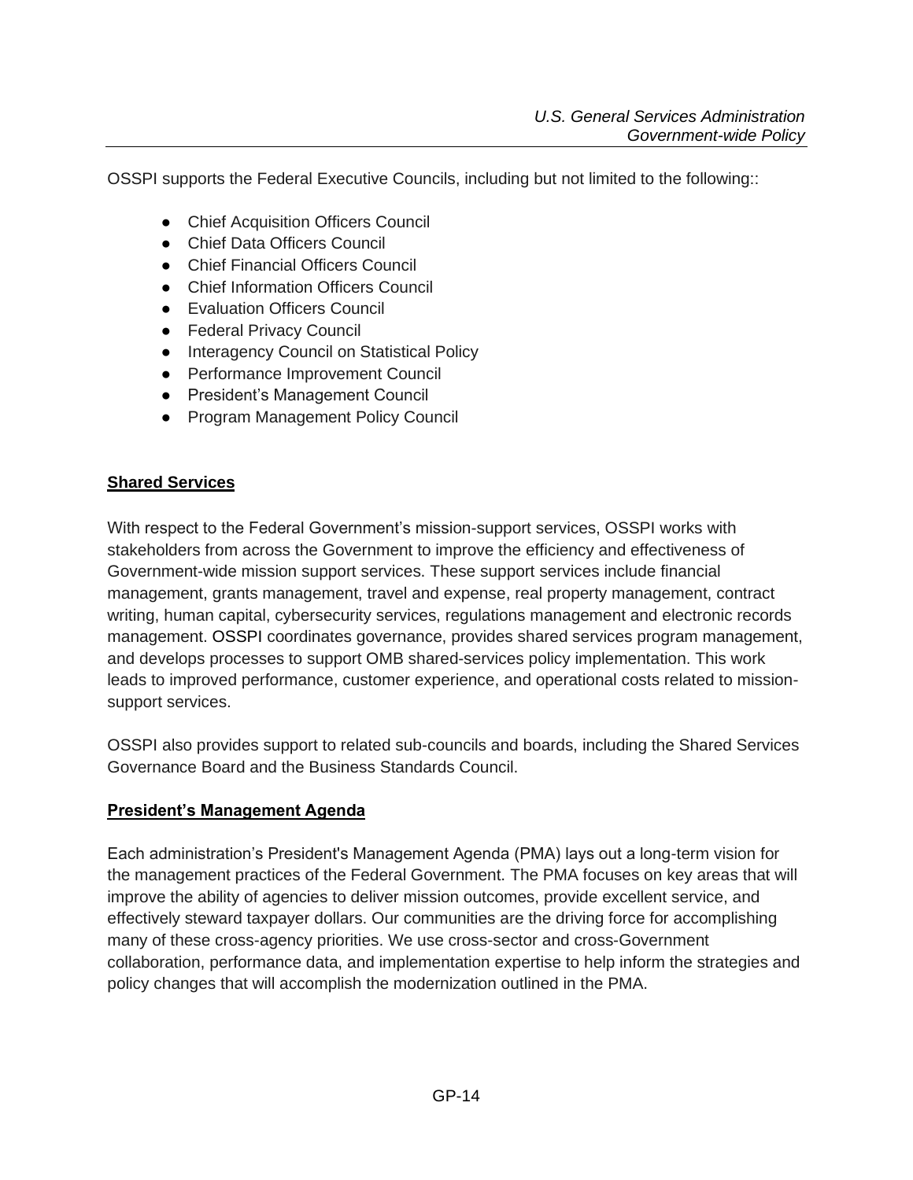OSSPI supports the Federal Executive Councils, including but not limited to the following::

- Chief Acquisition Officers Council
- Chief Data Officers Council
- Chief Financial Officers Council
- Chief Information Officers Council
- Evaluation Officers Council
- Federal Privacy Council
- Interagency Council on Statistical Policy
- Performance Improvement Council
- President's Management Council
- Program Management Policy Council

**Shared Services**

With respect to the Federal Government's mission-support services, OSSPI works with stakeholders from across the Government to improve the efficiency and effectiveness of Government-wide mission support services. These support services include financial management, grants management, travel and expense, real property management, contract writing, human capital, cybersecurity services, regulations management and electronic records management. OSSPI coordinates governance, provides shared services program management, and develops processes to support OMB shared-services policy implementation. This work leads to improved performance, customer experience, and operational costs related to mission-support services.

OSSPI also provides support to related sub-councils and boards, including the Shared Services Governance Board and the Business Standards Council.

**President's Management Agenda**

Each administration's President's Management Agenda (PMA) lays out a long-term vision for the management practices of the Federal Government. The PMA focuses on key areas that will improve the ability of agencies to deliver mission outcomes, provide excellent service, and effectively steward taxpayer dollars. Our communities are the driving force for accomplishing many of these cross-agency priorities. We use cross-sector and cross-Government collaboration, performance data, and implementation expertise to help inform the strategies and policy changes that will accomplish the modernization outlined in the PMA.